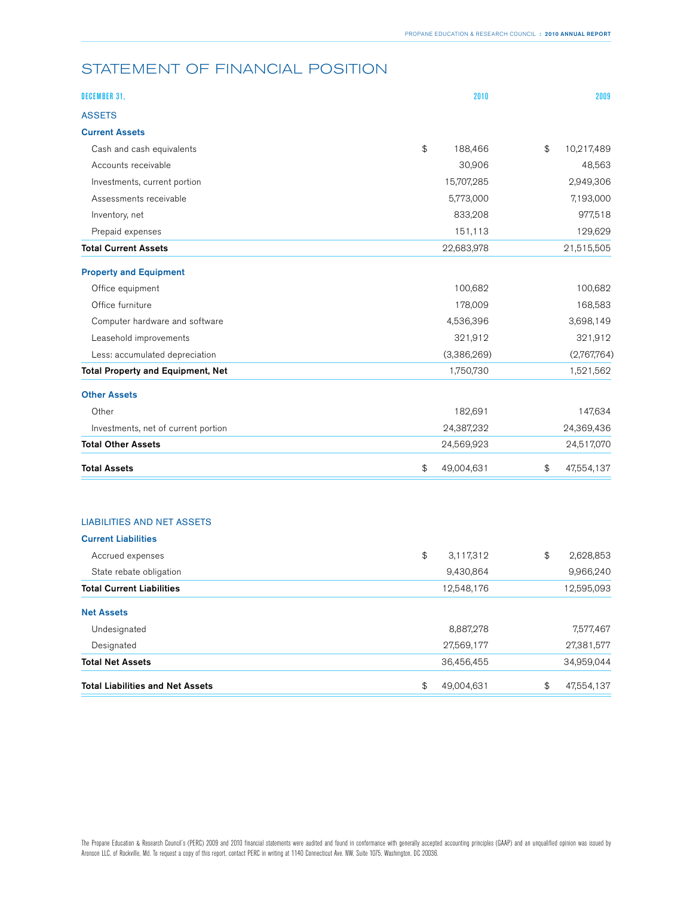# STATEMENT OF FINANCIAL POSITION

| DECEMBER 31, | 2010 | 2009 |
|---|---|---|
| **ASSETS** | | |
| **Current Assets** | | |
| Cash and cash equivalents | $ 188,466 | $ 10,217,489 |
| Accounts receivable | 30,906 | 48,563 |
| Investments, current portion | 15,707,285 | 2,949,306 |
| Assessments receivable | 5,773,000 | 7,193,000 |
| Inventory, net | 833,208 | 977,518 |
| Prepaid expenses | 151,113 | 129,629 |
| **Total Current Assets** | 22,683,978 | 21,515,505 |
| **Property and Equipment** | | |
| Office equipment | 100,682 | 100,682 |
| Office furniture | 178,009 | 168,583 |
| Computer hardware and software | 4,536,396 | 3,698,149 |
| Leasehold improvements | 321,912 | 321,912 |
| Less: accumulated depreciation | (3,386,269) | (2,767,764) |
| **Total Property and Equipment, Net** | 1,750,730 | 1,521,562 |
| **Other Assets** | | |
| Other | 182,691 | 147,634 |
| Investments, net of current portion | 24,387,232 | 24,369,436 |
| **Total Other Assets** | 24,569,923 | 24,517,070 |
| **Total Assets** | $ 49,004,631 | $ 47,554,137 |

| | 2010 | 2009 |
|---|---|---|
| **LIABILITIES AND NET ASSETS** | | |
| **Current Liabilities** | | |
| Accrued expenses | $ 3,117,312 | $ 2,628,853 |
| State rebate obligation | 9,430,864 | 9,966,240 |
| **Total Current Liabilities** | 12,548,176 | 12,595,093 |
| **Net Assets** | | |
| Undesignated | 8,887,278 | 7,577,467 |
| Designated | 27,569,177 | 27,381,577 |
| **Total Net Assets** | 36,456,455 | 34,959,044 |
| **Total Liabilities and Net Assets** | $ 49,004,631 | $ 47,554,137 |

The Propane Education & Research Council's (PERC) 2009 and 2010 financial statements were audited and found in conformance with generally accepted accounting principles (GAAP) and an unqualified opinion was issued by Aronson LLC, of Rockville, Md. To request a copy of this report, contact PERC in writing at 1140 Connecticut Ave. NW, Suite 1075, Washington, DC 20036.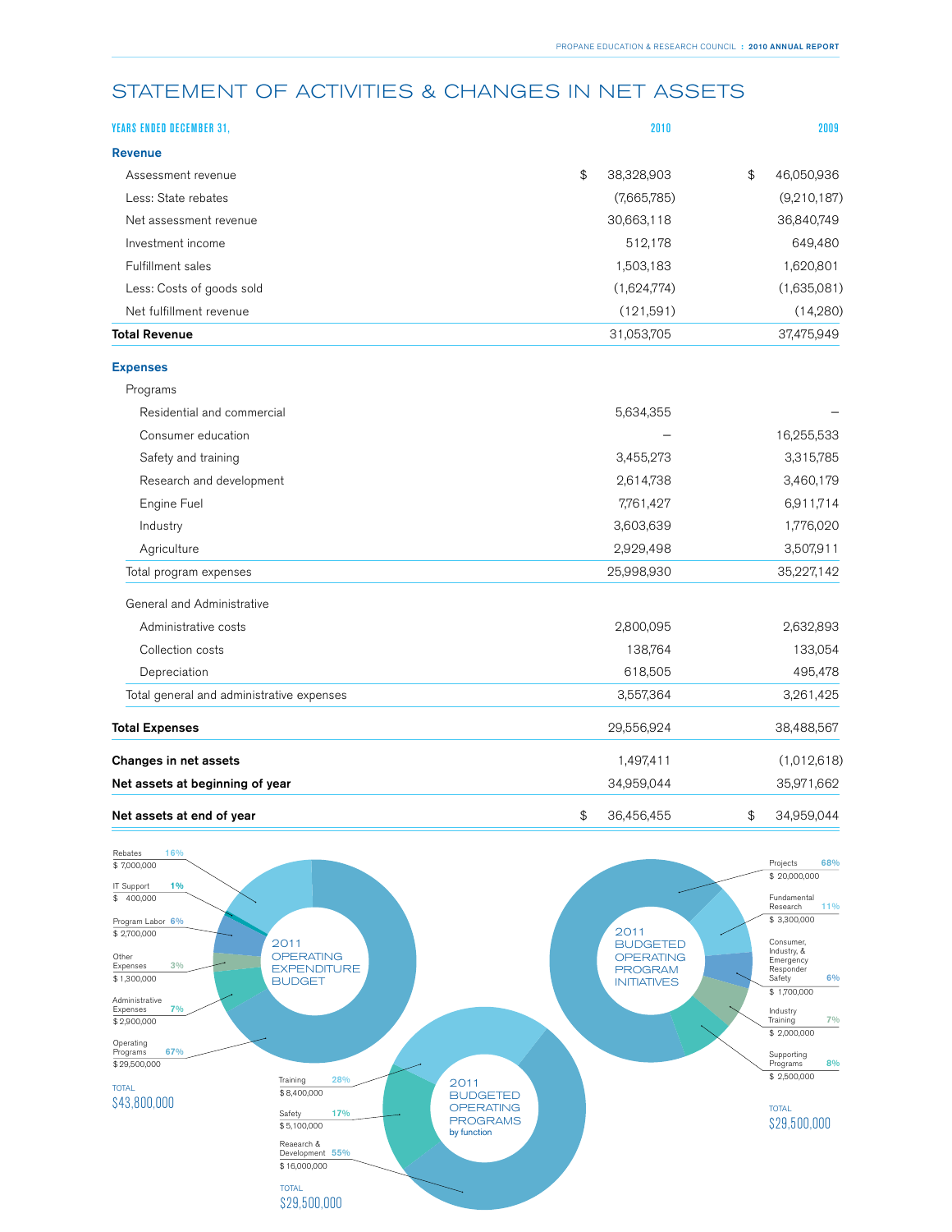# STATEMENT OF ACTIVITIES & CHANGES IN NET ASSETS

| YEARS ENDED DECEMBER 31, | 2010 | 2009 |
|---|---|---|
| **Revenue** | | |
| Assessment revenue | $ 38,328,903 | $ 46,050,936 |
| Less: State rebates | (7,665,785) | (9,210,187) |
| Net assessment revenue | 30,663,118 | 36,840,749 |
| Investment income | 512,178 | 649,480 |
| Fulfillment sales | 1,503,183 | 1,620,801 |
| Less: Costs of goods sold | (1,624,774) | (1,635,081) |
| Net fulfillment revenue | (121,591) | (14,280) |
| **Total Revenue** | 31,053,705 | 37,475,949 |
| **Expenses** | | |
| Programs | | |
| Residential and commercial | 5,634,355 | – |
| Consumer education | – | 16,255,533 |
| Safety and training | 3,455,273 | 3,315,785 |
| Research and development | 2,614,738 | 3,460,179 |
| Engine Fuel | 7,761,427 | 6,911,714 |
| Industry | 3,603,639 | 1,776,020 |
| Agriculture | 2,929,498 | 3,507,911 |
| Total program expenses | 25,998,930 | 35,227,142 |
| General and Administrative | | |
| Administrative costs | 2,800,095 | 2,632,893 |
| Collection costs | 138,764 | 133,054 |
| Depreciation | 618,505 | 495,478 |
| Total general and administrative expenses | 3,557,364 | 3,261,425 |
| **Total Expenses** | 29,556,924 | 38,488,567 |
| **Changes in net assets** | 1,497,411 | (1,012,618) |
| **Net assets at beginning of year** | 34,959,044 | 35,971,662 |
| **Net assets at end of year** | $ 36,456,455 | $ 34,959,044 |

2011 OPERATING EXPENDITURE BUDGET

Rebates 16% $ 7,000,000

IT Support 1% $ 400,000

Program Labor 6% $ 2,700,000

Other Expenses 3% $ 1,300,000

Administrative Expenses 7% $ 2,900,000

Operating Programs 67% $ 29,500,000

TOTAL $43,800,000

2011 BUDGETED OPERATING PROGRAMS by function

Training 28% $ 8,400,000

Safety 17% $ 5,100,000

Reaearch & Development 55% $ 16,000,000

TOTAL $29,500,000

2011 BUDGETED OPERATING PROGRAM INITIATIVES

Projects 68% $ 20,000,000

Fundamental Research 11% $ 3,300,000

Consumer, Industry, & Emergency Responder Safety 6% $ 1,700,000

Industry Training 7% $ 2,000,000

Supporting Programs 8% $ 2,500,000

TOTAL $29,500,000